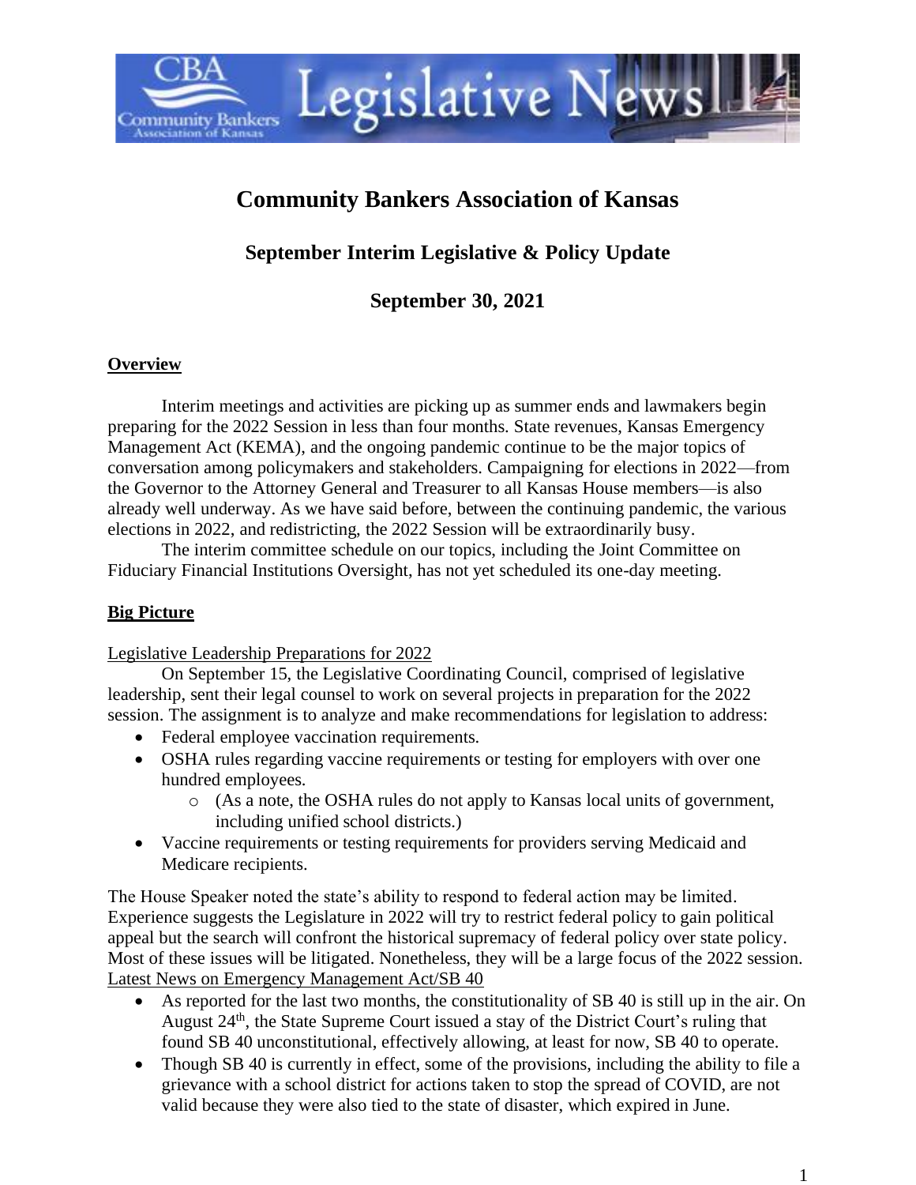# Community Bankers Association of Kansas

## September Interim Legislative & Policy Update

## September 30, 2021

### Overview

Interim meetings and activities are picking up as summer ends and lawmakers begin preparing for the 2022 Session in less than four months. State revenues, Kansas Emergency Management Act (KEMA), and the ongoing pandemic continue to be the major topics of conversation among policymakers and stakeholders. Campaigning for elections in 2022—from the Governor to the Attorney General and Treasurer to all Kansas House members—is also already well underway. As we have said before, between the continuing pandemic, the various elections in 2022, and redistricting, the 2022 Session will be extraordinarily busy.

The interim committee schedule on our topics, including the Joint Committee on Fiduciary Financial Institutions Oversight, has not yet scheduled its one-day meeting.

### Big Picture

Legislative Leadership Preparations for 2022

On September 15, the Legislative Coordinating Council, comprised of legislative leadership, sent their legal counsel to work on several projects in preparation for the 2022 session. The assignment is to analyze and make recommendations for legislation to address:

- Federal employee vaccination requirements.
- OSHA rules regarding vaccine requirements or testing for employers with over one hundred employees.
  - (As a note, the OSHA rules do not apply to Kansas local units of government, including unified school districts.)
- Vaccine requirements or testing requirements for providers serving Medicaid and Medicare recipients.

The House Speaker noted the state's ability to respond to federal action may be limited. Experience suggests the Legislature in 2022 will try to restrict federal policy to gain political appeal but the search will confront the historical supremacy of federal policy over state policy. Most of these issues will be litigated. Nonetheless, they will be a large focus of the 2022 session.

Latest News on Emergency Management Act/SB 40

- As reported for the last two months, the constitutionality of SB 40 is still up in the air. On August 24th, the State Supreme Court issued a stay of the District Court's ruling that found SB 40 unconstitutional, effectively allowing, at least for now, SB 40 to operate.
- Though SB 40 is currently in effect, some of the provisions, including the ability to file a grievance with a school district for actions taken to stop the spread of COVID, are not valid because they were also tied to the state of disaster, which expired in June.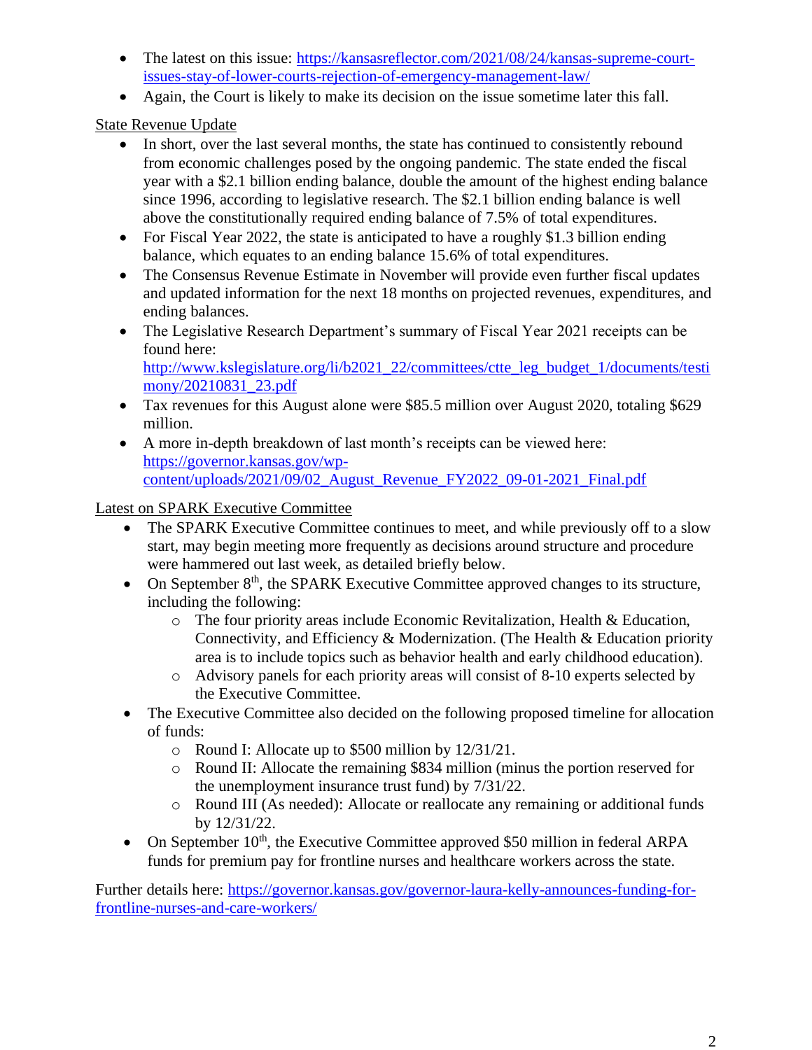- The latest on this issue: https://kansasreflector.com/2021/08/24/kansas-supreme-court-issues-stay-of-lower-courts-rejection-of-emergency-management-law/
- Again, the Court is likely to make its decision on the issue sometime later this fall.

State Revenue Update

- In short, over the last several months, the state has continued to consistently rebound from economic challenges posed by the ongoing pandemic. The state ended the fiscal year with a $2.1 billion ending balance, double the amount of the highest ending balance since 1996, according to legislative research. The $2.1 billion ending balance is well above the constitutionally required ending balance of 7.5% of total expenditures.
- For Fiscal Year 2022, the state is anticipated to have a roughly $1.3 billion ending balance, which equates to an ending balance 15.6% of total expenditures.
- The Consensus Revenue Estimate in November will provide even further fiscal updates and updated information for the next 18 months on projected revenues, expenditures, and ending balances.
- The Legislative Research Department's summary of Fiscal Year 2021 receipts can be found here: http://www.kslegislature.org/li/b2021_22/committees/ctte_leg_budget_1/documents/testimony/20210831_23.pdf
- Tax revenues for this August alone were $85.5 million over August 2020, totaling $629 million.
- A more in-depth breakdown of last month's receipts can be viewed here: https://governor.kansas.gov/wp-content/uploads/2021/09/02_August_Revenue_FY2022_09-01-2021_Final.pdf

Latest on SPARK Executive Committee

- The SPARK Executive Committee continues to meet, and while previously off to a slow start, may begin meeting more frequently as decisions around structure and procedure were hammered out last week, as detailed briefly below.
- On September 8th, the SPARK Executive Committee approved changes to its structure, including the following:
  - The four priority areas include Economic Revitalization, Health & Education, Connectivity, and Efficiency & Modernization. (The Health & Education priority area is to include topics such as behavior health and early childhood education).
  - Advisory panels for each priority areas will consist of 8-10 experts selected by the Executive Committee.
- The Executive Committee also decided on the following proposed timeline for allocation of funds:
  - Round I: Allocate up to $500 million by 12/31/21.
  - Round II: Allocate the remaining $834 million (minus the portion reserved for the unemployment insurance trust fund) by 7/31/22.
  - Round III (As needed): Allocate or reallocate any remaining or additional funds by 12/31/22.
- On September 10th, the Executive Committee approved $50 million in federal ARPA funds for premium pay for frontline nurses and healthcare workers across the state.

Further details here: https://governor.kansas.gov/governor-laura-kelly-announces-funding-for-frontline-nurses-and-care-workers/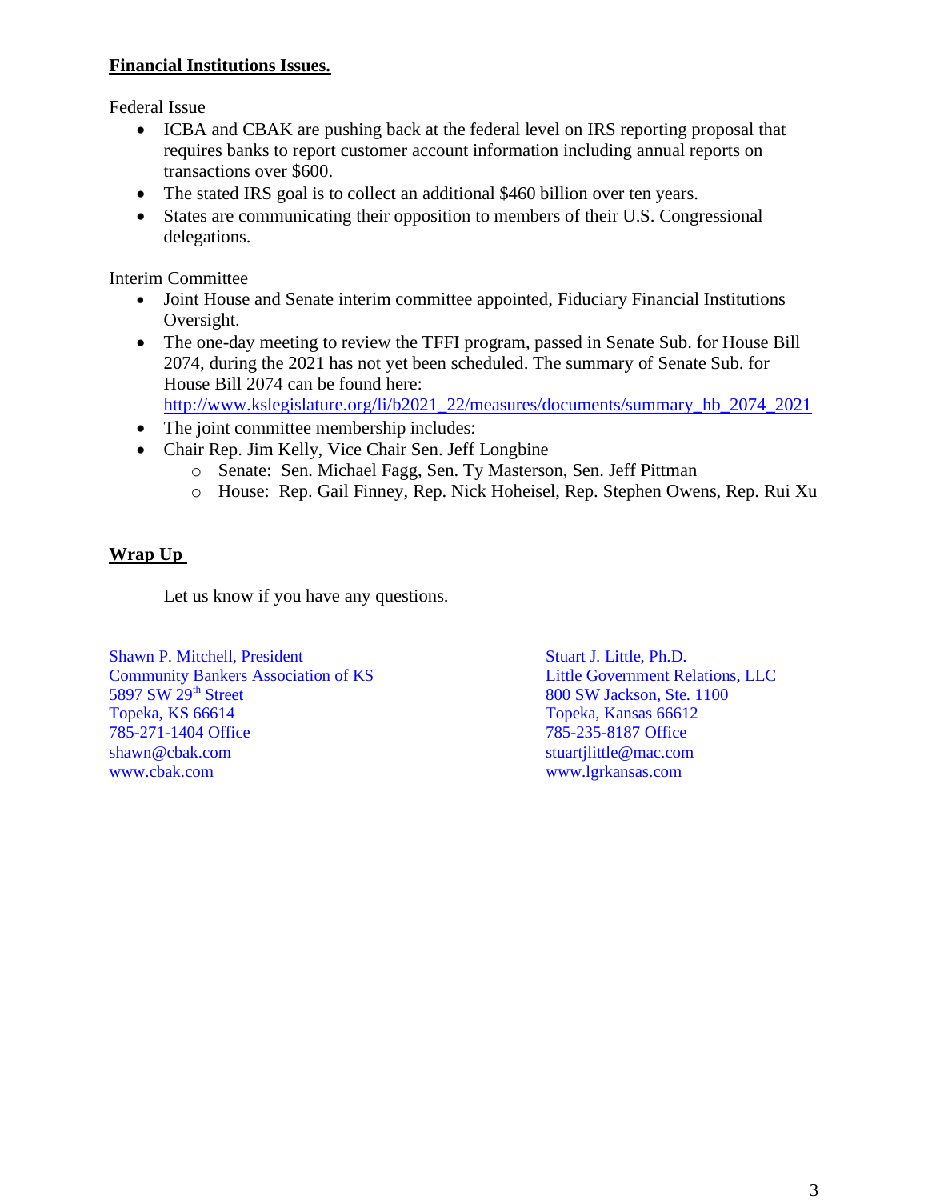## **Financial Institutions Issues.**

Federal Issue

- ICBA and CBAK are pushing back at the federal level on IRS reporting proposal that requires banks to report customer account information including annual reports on transactions over $600.
- The stated IRS goal is to collect an additional $460 billion over ten years.
- States are communicating their opposition to members of their U.S. Congressional delegations.

Interim Committee

- Joint House and Senate interim committee appointed, Fiduciary Financial Institutions Oversight.
- The one-day meeting to review the TFFI program, passed in Senate Sub. for House Bill 2074, during the 2021 has not yet been scheduled. The summary of Senate Sub. for House Bill 2074 can be found here: http://www.kslegislature.org/li/b2021_22/measures/documents/summary_hb_2074_2021
- The joint committee membership includes:
- Chair Rep. Jim Kelly, Vice Chair Sen. Jeff Longbine
  - Senate: Sen. Michael Fagg, Sen. Ty Masterson, Sen. Jeff Pittman
  - House: Rep. Gail Finney, Rep. Nick Hoheisel, Rep. Stephen Owens, Rep. Rui Xu

## **Wrap Up**

Let us know if you have any questions.

Shawn P. Mitchell, President
Community Bankers Association of KS
5897 SW 29th Street
Topeka, KS 66614
785-271-1404 Office
shawn@cbak.com
www.cbak.com

Stuart J. Little, Ph.D.
Little Government Relations, LLC
800 SW Jackson, Ste. 1100
Topeka, Kansas 66612
785-235-8187 Office
stuartjlittle@mac.com
www.lgrkansas.com